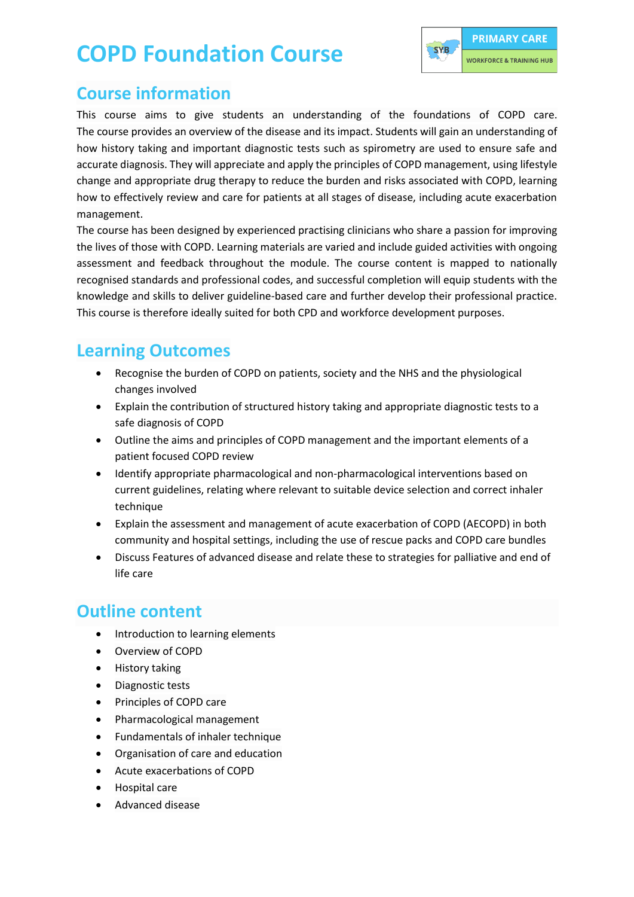# COPD Foundation Course

## Course information

This course aims to give students an understanding of the foundations of COPD care. The course provides an overview of the disease and its impact. Students will gain an understanding of how history taking and important diagnostic tests such as spirometry are used to ensure safe and accurate diagnosis. They will appreciate and apply the principles of COPD management, using lifestyle change and appropriate drug therapy to reduce the burden and risks associated with COPD, learning how to effectively review and care for patients at all stages of disease, including acute exacerbation management.

The course has been designed by experienced practising clinicians who share a passion for improving the lives of those with COPD. Learning materials are varied and include guided activities with ongoing assessment and feedback throughout the module. The course content is mapped to nationally recognised standards and professional codes, and successful completion will equip students with the knowledge and skills to deliver guideline-based care and further develop their professional practice. This course is therefore ideally suited for both CPD and workforce development purposes.

## Learning Outcomes

- Recognise the burden of COPD on patients, society and the NHS and the physiological changes involved
- Explain the contribution of structured history taking and appropriate diagnostic tests to a safe diagnosis of COPD
- Outline the aims and principles of COPD management and the important elements of a patient focused COPD review
- Identify appropriate pharmacological and non-pharmacological interventions based on current guidelines, relating where relevant to suitable device selection and correct inhaler technique
- Explain the assessment and management of acute exacerbation of COPD (AECOPD) in both community and hospital settings, including the use of rescue packs and COPD care bundles
- Discuss Features of advanced disease and relate these to strategies for palliative and end of life care

## Outline content

- Introduction to learning elements
- Overview of COPD
- History taking
- Diagnostic tests
- Principles of COPD care
- Pharmacological management
- Fundamentals of inhaler technique
- Organisation of care and education
- Acute exacerbations of COPD
- Hospital care
- Advanced disease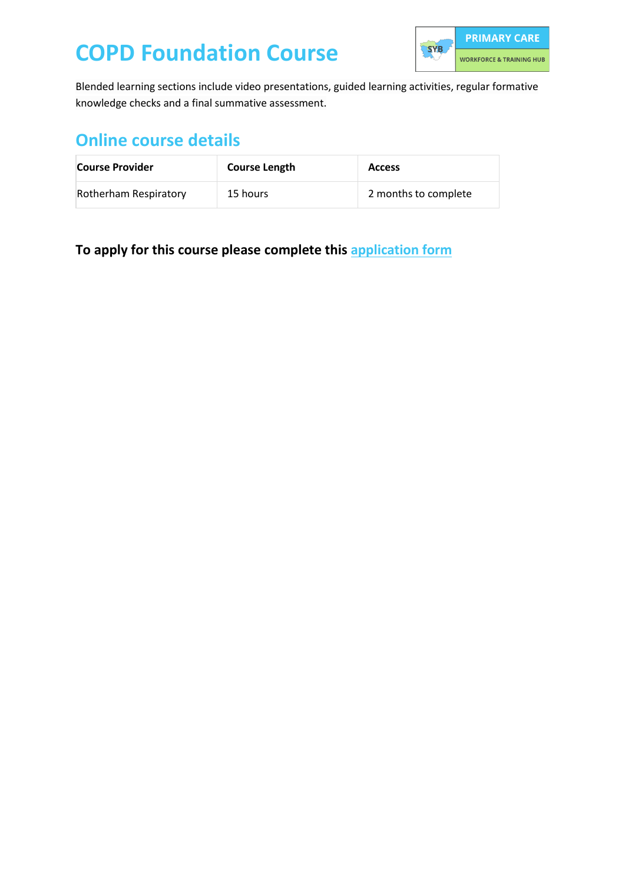# COPD Foundation Course

Blended learning sections include video presentations, guided learning activities, regular formative knowledge checks and a final summative assessment.

## Online course details

| Course Provider | Course Length | Access |
|---|---|---|
| Rotherham Respiratory | 15 hours | 2 months to complete |

**To apply for this course please complete this application form**